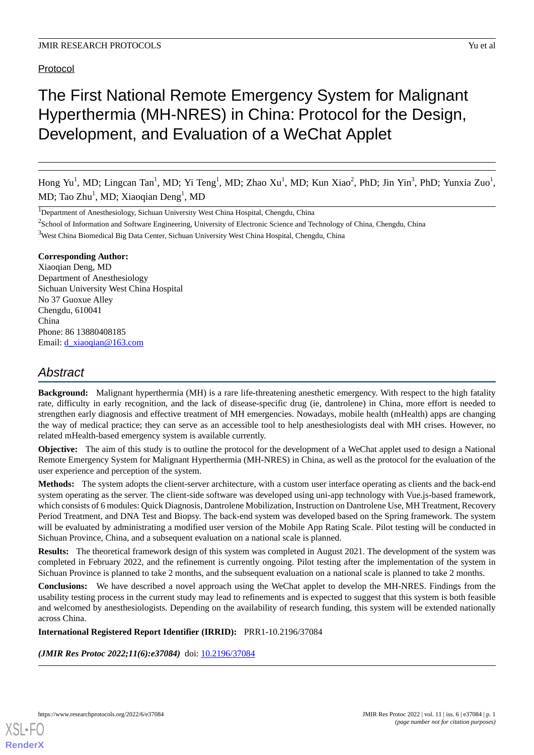Protocol

# The First National Remote Emergency System for Malignant Hyperthermia (MH-NRES) in China: Protocol for the Design, Development, and Evaluation of a WeChat Applet

Hong Yu[1], MD; Lingcan Tan[1], MD; Yi Teng[1], MD; Zhao Xu[1], MD; Kun Xiao[2], PhD; Jin Yin[3], PhD; Yunxia Zuo[1], MD; Tao Zhu[1], MD; Xiaoqian Deng[1], MD

[1]Department of Anesthesiology, Sichuan University West China Hospital, Chengdu, China

[2]School of Information and Software Engineering, University of Electronic Science and Technology of China, Chengdu, China

[3]West China Biomedical Big Data Center, Sichuan University West China Hospital, Chengdu, China

**Corresponding Author:**
Xiaoqian Deng, MD
Department of Anesthesiology
Sichuan University West China Hospital
No 37 Guoxue Alley
Chengdu, 610041
China
Phone: 86 13880408185
Email: d_xiaoqian@163.com

## Abstract

**Background:** Malignant hyperthermia (MH) is a rare life-threatening anesthetic emergency. With respect to the high fatality rate, difficulty in early recognition, and the lack of disease-specific drug (ie, dantrolene) in China, more effort is needed to strengthen early diagnosis and effective treatment of MH emergencies. Nowadays, mobile health (mHealth) apps are changing the way of medical practice; they can serve as an accessible tool to help anesthesiologists deal with MH crises. However, no related mHealth-based emergency system is available currently.

**Objective:** The aim of this study is to outline the protocol for the development of a WeChat applet used to design a National Remote Emergency System for Malignant Hyperthermia (MH-NRES) in China, as well as the protocol for the evaluation of the user experience and perception of the system.

**Methods:** The system adopts the client-server architecture, with a custom user interface operating as clients and the back-end system operating as the server. The client-side software was developed using uni-app technology with Vue.js-based framework, which consists of 6 modules: Quick Diagnosis, Dantrolene Mobilization, Instruction on Dantrolene Use, MH Treatment, Recovery Period Treatment, and DNA Test and Biopsy. The back-end system was developed based on the Spring framework. The system will be evaluated by administrating a modified user version of the Mobile App Rating Scale. Pilot testing will be conducted in Sichuan Province, China, and a subsequent evaluation on a national scale is planned.

**Results:** The theoretical framework design of this system was completed in August 2021. The development of the system was completed in February 2022, and the refinement is currently ongoing. Pilot testing after the implementation of the system in Sichuan Province is planned to take 2 months, and the subsequent evaluation on a national scale is planned to take 2 months.

**Conclusions:** We have described a novel approach using the WeChat applet to develop the MH-NRES. Findings from the usability testing process in the current study may lead to refinements and is expected to suggest that this system is both feasible and welcomed by anesthesiologists. Depending on the availability of research funding, this system will be extended nationally across China.

**International Registered Report Identifier (IRRID):** PRR1-10.2196/37084

***(JMIR Res Protoc 2022;11(6):e37084)*** doi: 10.2196/37084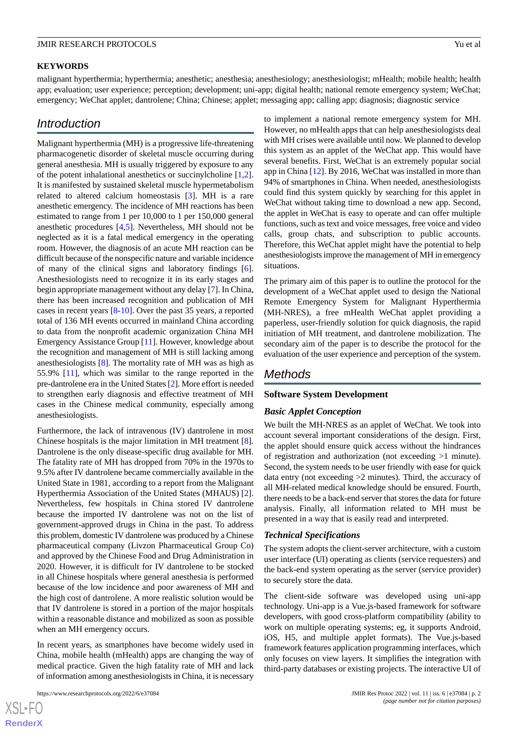**KEYWORDS**

malignant hyperthermia; hyperthermia; anesthetic; anesthesia; anesthesiology; anesthesiologist; mHealth; mobile health; health app; evaluation; user experience; perception; development; uni-app; digital health; national remote emergency system; WeChat; emergency; WeChat applet; dantrolene; China; Chinese; applet; messaging app; calling app; diagnosis; diagnostic service

## Introduction

Malignant hyperthermia (MH) is a progressive life-threatening pharmacogenetic disorder of skeletal muscle occurring during general anesthesia. MH is usually triggered by exposure to any of the potent inhalational anesthetics or succinylcholine [1,2]. It is manifested by sustained skeletal muscle hypermetabolism related to altered calcium homeostasis [3]. MH is a rare anesthetic emergency. The incidence of MH reactions has been estimated to range from 1 per 10,000 to 1 per 150,000 general anesthetic procedures [4,5]. Nevertheless, MH should not be neglected as it is a fatal medical emergency in the operating room. However, the diagnosis of an acute MH reaction can be difficult because of the nonspecific nature and variable incidence of many of the clinical signs and laboratory findings [6]. Anesthesiologists need to recognize it in its early stages and begin appropriate management without any delay [7]. In China, there has been increased recognition and publication of MH cases in recent years [8-10]. Over the past 35 years, a reported total of 136 MH events occurred in mainland China according to data from the nonprofit academic organization China MH Emergency Assistance Group [11]. However, knowledge about the recognition and management of MH is still lacking among anesthesiologists [8]. The mortality rate of MH was as high as 55.9% [11], which was similar to the range reported in the pre-dantrolene era in the United States [2]. More effort is needed to strengthen early diagnosis and effective treatment of MH cases in the Chinese medical community, especially among anesthesiologists.

Furthermore, the lack of intravenous (IV) dantrolene in most Chinese hospitals is the major limitation in MH treatment [8]. Dantrolene is the only disease-specific drug available for MH. The fatality rate of MH has dropped from 70% in the 1970s to 9.5% after IV dantrolene became commercially available in the United State in 1981, according to a report from the Malignant Hyperthermia Association of the United States (MHAUS) [2]. Nevertheless, few hospitals in China stored IV dantrolene because the imported IV dantrolene was not on the list of government-approved drugs in China in the past. To address this problem, domestic IV dantrolene was produced by a Chinese pharmaceutical company (Livzon Pharmaceutical Group Co) and approved by the Chinese Food and Drug Administration in 2020. However, it is difficult for IV dantrolene to be stocked in all Chinese hospitals where general anesthesia is performed because of the low incidence and poor awareness of MH and the high cost of dantrolene. A more realistic solution would be that IV dantrolene is stored in a portion of the major hospitals within a reasonable distance and mobilized as soon as possible when an MH emergency occurs.

In recent years, as smartphones have become widely used in China, mobile health (mHealth) apps are changing the way of medical practice. Given the high fatality rate of MH and lack of information among anesthesiologists in China, it is necessary to implement a national remote emergency system for MH. However, no mHealth apps that can help anesthesiologists deal with MH crises were available until now. We planned to develop this system as an applet of the WeChat app. This would have several benefits. First, WeChat is an extremely popular social app in China [12]. By 2016, WeChat was installed in more than 94% of smartphones in China. When needed, anesthesiologists could find this system quickly by searching for this applet in WeChat without taking time to download a new app. Second, the applet in WeChat is easy to operate and can offer multiple functions, such as text and voice messages, free voice and video calls, group chats, and subscription to public accounts. Therefore, this WeChat applet might have the potential to help anesthesiologists improve the management of MH in emergency situations.

The primary aim of this paper is to outline the protocol for the development of a WeChat applet used to design the National Remote Emergency System for Malignant Hyperthermia (MH-NRES), a free mHealth WeChat applet providing a paperless, user-friendly solution for quick diagnosis, the rapid initiation of MH treatment, and dantrolene mobilization. The secondary aim of the paper is to describe the protocol for the evaluation of the user experience and perception of the system.

## Methods

### Software System Development

#### *Basic Applet Conception*

We built the MH-NRES as an applet of WeChat. We took into account several important considerations of the design. First, the applet should ensure quick access without the hindrances of registration and authorization (not exceeding >1 minute). Second, the system needs to be user friendly with ease for quick data entry (not exceeding >2 minutes). Third, the accuracy of all MH-related medical knowledge should be ensured. Fourth, there needs to be a back-end server that stores the data for future analysis. Finally, all information related to MH must be presented in a way that is easily read and interpreted.

#### *Technical Specifications*

The system adopts the client-server architecture, with a custom user interface (UI) operating as clients (service requesters) and the back-end system operating as the server (service provider) to securely store the data.

The client-side software was developed using uni-app technology. Uni-app is a Vue.js-based framework for software developers, with good cross-platform compatibility (ability to work on multiple operating systems; eg, it supports Android, iOS, H5, and multiple applet formats). The Vue.js-based framework features application programming interfaces, which only focuses on view layers. It simplifies the integration with third-party databases or existing projects. The interactive UI of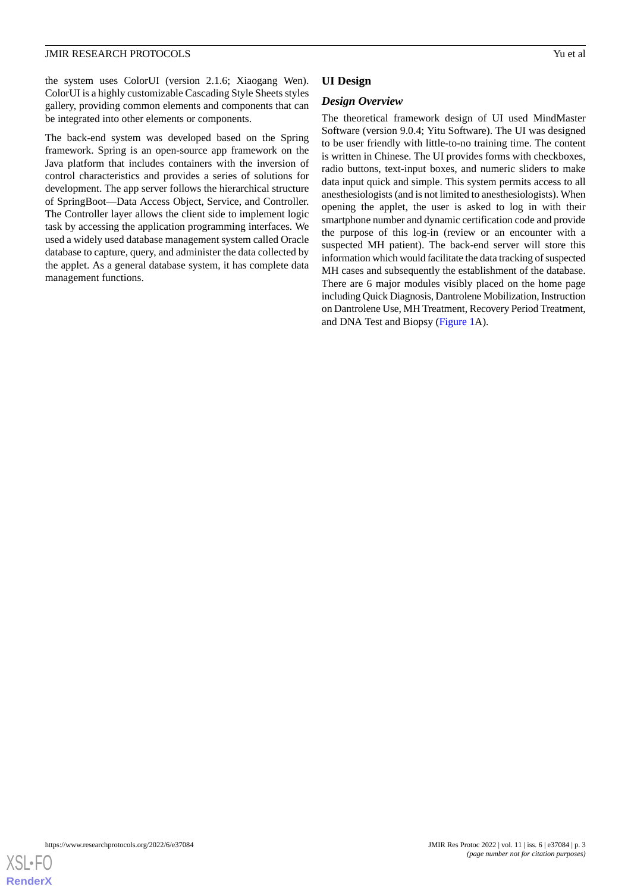the system uses ColorUI (version 2.1.6; Xiaogang Wen). ColorUI is a highly customizable Cascading Style Sheets styles gallery, providing common elements and components that can be integrated into other elements or components.

The back-end system was developed based on the Spring framework. Spring is an open-source app framework on the Java platform that includes containers with the inversion of control characteristics and provides a series of solutions for development. The app server follows the hierarchical structure of SpringBoot—Data Access Object, Service, and Controller. The Controller layer allows the client side to implement logic task by accessing the application programming interfaces. We used a widely used database management system called Oracle database to capture, query, and administer the data collected by the applet. As a general database system, it has complete data management functions.

## UI Design

### *Design Overview*

The theoretical framework design of UI used MindMaster Software (version 9.0.4; Yitu Software). The UI was designed to be user friendly with little-to-no training time. The content is written in Chinese. The UI provides forms with checkboxes, radio buttons, text-input boxes, and numeric sliders to make data input quick and simple. This system permits access to all anesthesiologists (and is not limited to anesthesiologists). When opening the applet, the user is asked to log in with their smartphone number and dynamic certification code and provide the purpose of this log-in (review or an encounter with a suspected MH patient). The back-end server will store this information which would facilitate the data tracking of suspected MH cases and subsequently the establishment of the database. There are 6 major modules visibly placed on the home page including Quick Diagnosis, Dantrolene Mobilization, Instruction on Dantrolene Use, MH Treatment, Recovery Period Treatment, and DNA Test and Biopsy (Figure 1A).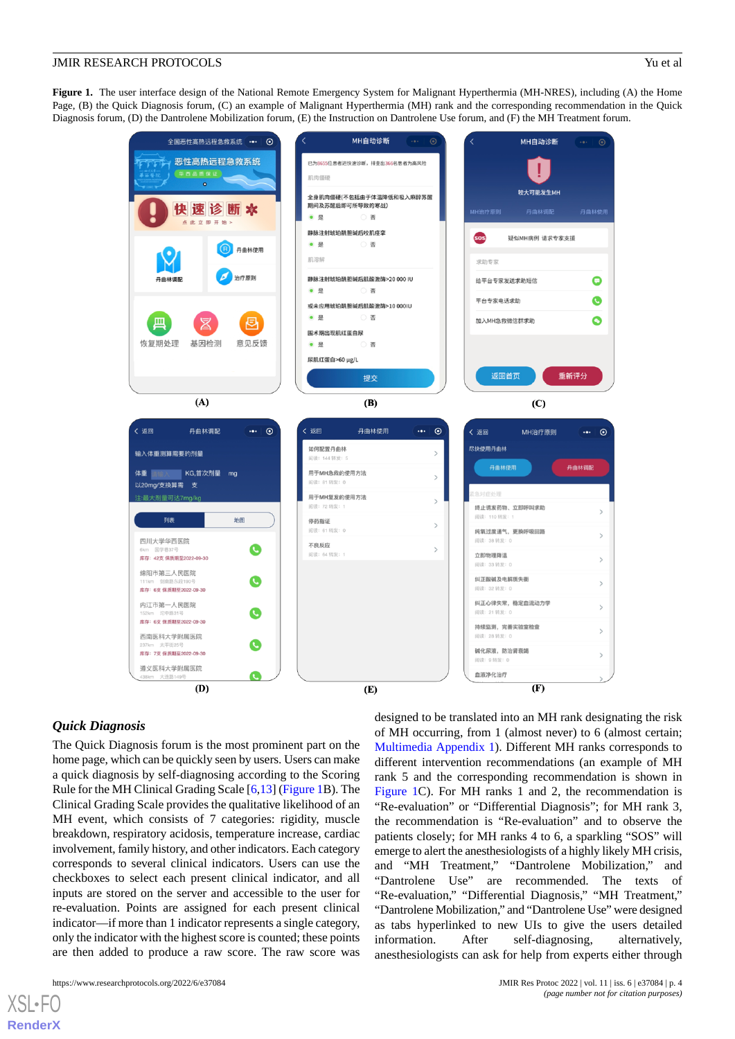**Figure 1.** The user interface design of the National Remote Emergency System for Malignant Hyperthermia (MH-NRES), including (A) the Home Page, (B) the Quick Diagnosis forum, (C) an example of Malignant Hyperthermia (MH) rank and the corresponding recommendation in the Quick Diagnosis forum, (D) the Dantrolene Mobilization forum, (E) the Instruction on Dantrolene Use forum, and (F) the MH Treatment forum.

### *Quick Diagnosis*

The Quick Diagnosis forum is the most prominent part on the home page, which can be quickly seen by users. Users can make a quick diagnosis by self-diagnosing according to the Scoring Rule for the MH Clinical Grading Scale [6,13] (Figure 1B). The Clinical Grading Scale provides the qualitative likelihood of an MH event, which consists of 7 categories: rigidity, muscle breakdown, respiratory acidosis, temperature increase, cardiac involvement, family history, and other indicators. Each category corresponds to several clinical indicators. Users can use the checkboxes to select each present clinical indicator, and all inputs are stored on the server and accessible to the user for re-evaluation. Points are assigned for each present clinical indicator—if more than 1 indicator represents a single category, only the indicator with the highest score is counted; these points are then added to produce a raw score. The raw score was designed to be translated into an MH rank designating the risk of MH occurring, from 1 (almost never) to 6 (almost certain; Multimedia Appendix 1). Different MH ranks corresponds to different intervention recommendations (an example of MH rank 5 and the corresponding recommendation is shown in Figure 1C). For MH ranks 1 and 2, the recommendation is "Re-evaluation" or "Differential Diagnosis"; for MH rank 3, the recommendation is "Re-evaluation" and to observe the patients closely; for MH ranks 4 to 6, a sparkling "SOS" will emerge to alert the anesthesiologists of a highly likely MH crisis, and "MH Treatment," "Dantrolene Mobilization," and "Dantrolene Use" are recommended. The texts of "Re-evaluation," "Differential Diagnosis," "MH Treatment," "Dantrolene Mobilization," and "Dantrolene Use" were designed as tabs hyperlinked to new UIs to give the users detailed information. After self-diagnosing, alternatively, anesthesiologists can ask for help from experts either through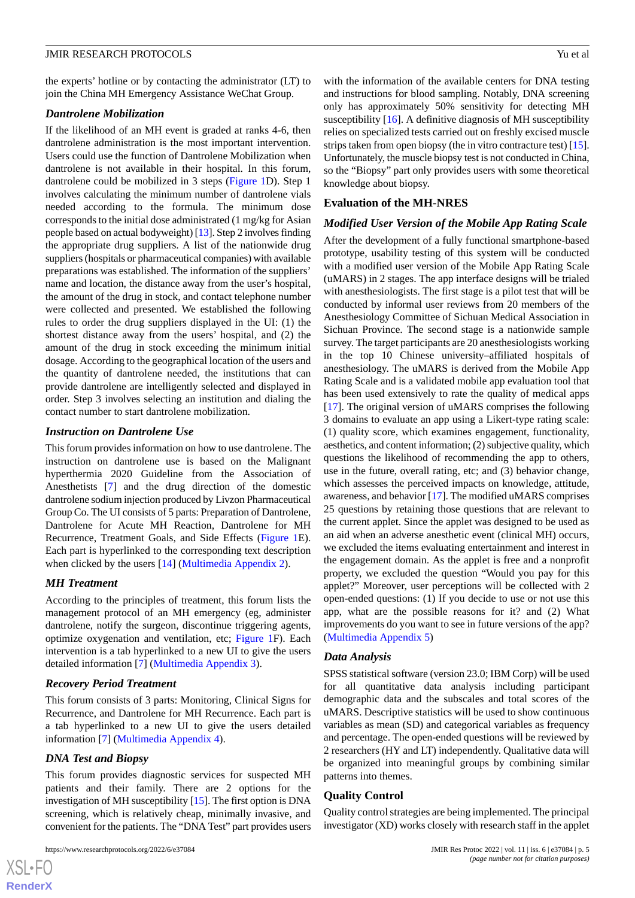the experts' hotline or by contacting the administrator (LT) to join the China MH Emergency Assistance WeChat Group.

### *Dantrolene Mobilization*

If the likelihood of an MH event is graded at ranks 4-6, then dantrolene administration is the most important intervention. Users could use the function of Dantrolene Mobilization when dantrolene is not available in their hospital. In this forum, dantrolene could be mobilized in 3 steps (Figure 1D). Step 1 involves calculating the minimum number of dantrolene vials needed according to the formula. The minimum dose corresponds to the initial dose administrated (1 mg/kg for Asian people based on actual bodyweight) [13]. Step 2 involves finding the appropriate drug suppliers. A list of the nationwide drug suppliers (hospitals or pharmaceutical companies) with available preparations was established. The information of the suppliers' name and location, the distance away from the user's hospital, the amount of the drug in stock, and contact telephone number were collected and presented. We established the following rules to order the drug suppliers displayed in the UI: (1) the shortest distance away from the users' hospital, and (2) the amount of the drug in stock exceeding the minimum initial dosage. According to the geographical location of the users and the quantity of dantrolene needed, the institutions that can provide dantrolene are intelligently selected and displayed in order. Step 3 involves selecting an institution and dialing the contact number to start dantrolene mobilization.

### *Instruction on Dantrolene Use*

This forum provides information on how to use dantrolene. The instruction on dantrolene use is based on the Malignant hyperthermia 2020 Guideline from the Association of Anesthetists [7] and the drug direction of the domestic dantrolene sodium injection produced by Livzon Pharmaceutical Group Co. The UI consists of 5 parts: Preparation of Dantrolene, Dantrolene for Acute MH Reaction, Dantrolene for MH Recurrence, Treatment Standards, and Side Effects (Figure 1E). Each part is hyperlinked to the corresponding text description when clicked by the users [14] (Multimedia Appendix 2).

### *MH Treatment*

According to the principles of treatment, this forum lists the management protocol of an MH emergency (eg, administer dantrolene, notify the surgeon, discontinue triggering agents, optimize oxygenation and ventilation, etc; Figure 1F). Each intervention is a tab hyperlinked to a new UI to give the users detailed information [7] (Multimedia Appendix 3).

### *Recovery Period Treatment*

This forum consists of 3 parts: Monitoring, Clinical Signs for Recurrence, and Dantrolene for MH Recurrence. Each part is a tab hyperlinked to a new UI to give the users detailed information [7] (Multimedia Appendix 4).

### *DNA Test and Biopsy*

This forum provides diagnostic services for suspected MH patients and their family. There are 2 options for the investigation of MH susceptibility [15]. The first option is DNA screening, which is relatively cheap, minimally invasive, and convenient for the patients. The "DNA Test" part provides users with the information of the available centers for DNA testing and instructions for blood sampling. Notably, DNA screening only has approximately 50% sensitivity for detecting MH susceptibility [16]. A definitive diagnosis of MH susceptibility relies on specialized tests carried out on freshly excised muscle strips taken from open biopsy (the in vitro contracture test) [15]. Unfortunately, the muscle biopsy test is not conducted in China, so the "Biopsy" part only provides users with some theoretical knowledge about biopsy.

## Evaluation of the MH-NRES

### *Modified User Version of the Mobile App Rating Scale*

After the development of a fully functional smartphone-based prototype, usability testing of this system will be conducted with a modified user version of the Mobile App Rating Scale (uMARS) in 2 stages. The app interface designs will be trialed with anesthesiologists. The first stage is a pilot test that will be conducted by informal user reviews from 20 members of the Anesthesiology Committee of Sichuan Medical Association in Sichuan Province. The second stage is a nationwide sample survey. The target participants are 20 anesthesiologists working in the top 10 Chinese university–affiliated hospitals of anesthesiology. The uMARS is derived from the Mobile App Rating Scale and is a validated mobile app evaluation tool that has been used extensively to rate the quality of medical apps [17]. The original version of uMARS comprises the following 3 domains to evaluate an app using a Likert-type rating scale: (1) quality score, which examines engagement, functionality, aesthetics, and content information; (2) subjective quality, which questions the likelihood of recommending the app to others, use in the future, overall rating, etc; and (3) behavior change, which assesses the perceived impacts on knowledge, attitude, awareness, and behavior [17]. The modified uMARS comprises 25 questions by retaining those questions that are relevant to the current applet. Since the applet was designed to be used as an aid when an adverse anesthetic event (clinical MH) occurs, we excluded the items evaluating entertainment and interest in the engagement domain. As the applet is free and a nonprofit property, we excluded the question "Would you pay for this applet?" Moreover, user perceptions will be collected with 2 open-ended questions: (1) If you decide to use or not use this app, what are the possible reasons for it? and (2) What improvements do you want to see in future versions of the app? (Multimedia Appendix 5)

### *Data Analysis*

SPSS statistical software (version 23.0; IBM Corp) will be used for all quantitative data analysis including participant demographic data and the subscales and total scores of the uMARS. Descriptive statistics will be used to show continuous variables as mean (SD) and categorical variables as frequency and percentage. The open-ended questions will be reviewed by 2 researchers (HY and LT) independently. Qualitative data will be organized into meaningful groups by combining similar patterns into themes.

## Quality Control

Quality control strategies are being implemented. The principal investigator (XD) works closely with research staff in the applet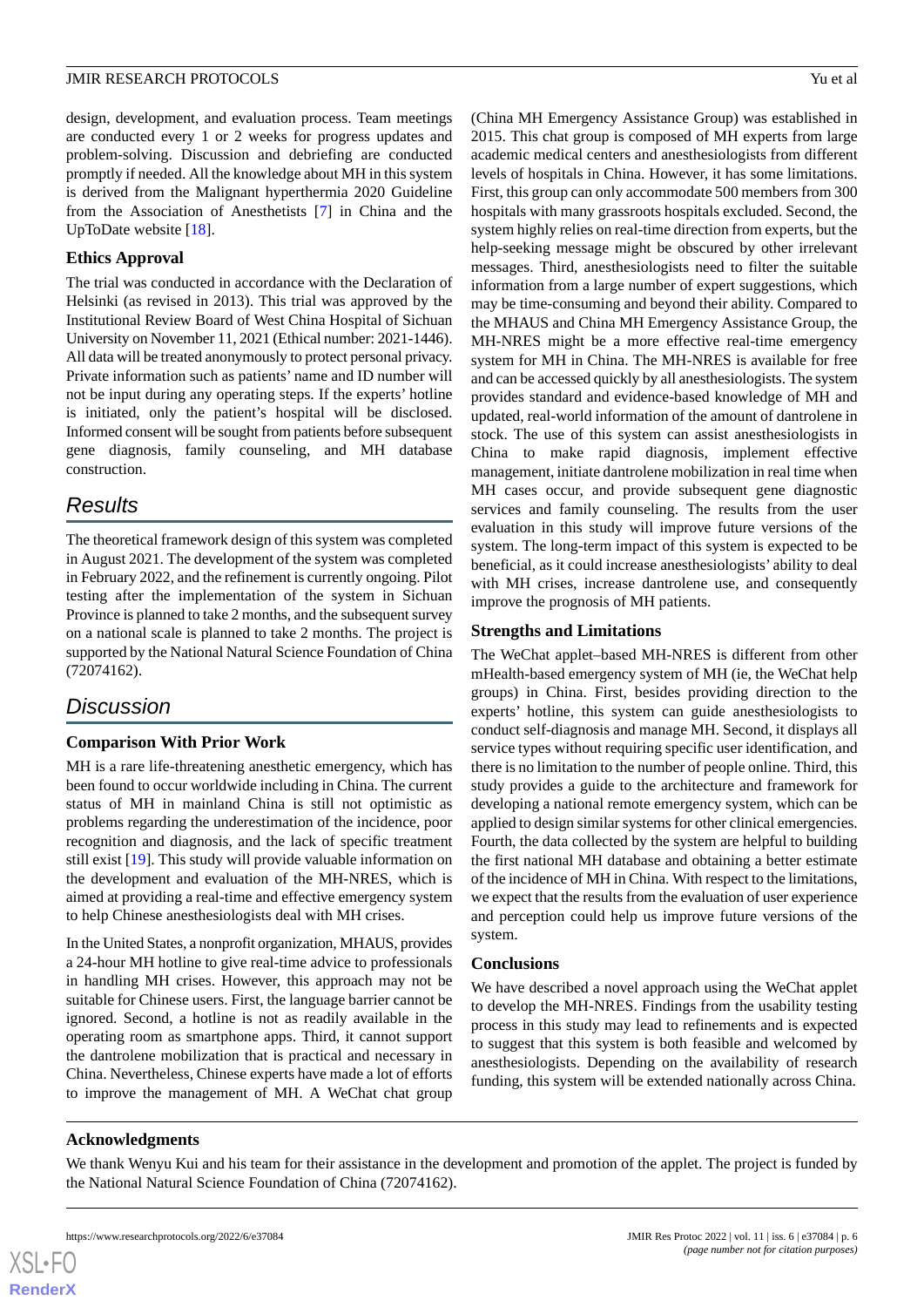design, development, and evaluation process. Team meetings are conducted every 1 or 2 weeks for progress updates and problem-solving. Discussion and debriefing are conducted promptly if needed. All the knowledge about MH in this system is derived from the Malignant hyperthermia 2020 Guideline from the Association of Anesthetists [7] in China and the UpToDate website [18].

### Ethics Approval

The trial was conducted in accordance with the Declaration of Helsinki (as revised in 2013). This trial was approved by the Institutional Review Board of West China Hospital of Sichuan University on November 11, 2021 (Ethical number: 2021-1446). All data will be treated anonymously to protect personal privacy. Private information such as patients' name and ID number will not be input during any operating steps. If the experts' hotline is initiated, only the patient's hospital will be disclosed. Informed consent will be sought from patients before subsequent gene diagnosis, family counseling, and MH database construction.

## Results

The theoretical framework design of this system was completed in August 2021. The development of the system was completed in February 2022, and the refinement is currently ongoing. Pilot testing after the implementation of the system in Sichuan Province is planned to take 2 months, and the subsequent survey on a national scale is planned to take 2 months. The project is supported by the National Natural Science Foundation of China (72074162).

## Discussion

### Comparison With Prior Work

MH is a rare life-threatening anesthetic emergency, which has been found to occur worldwide including in China. The current status of MH in mainland China is still not optimistic as problems regarding the underestimation of the incidence, poor recognition and diagnosis, and the lack of specific treatment still exist [19]. This study will provide valuable information on the development and evaluation of the MH-NRES, which is aimed at providing a real-time and effective emergency system to help Chinese anesthesiologists deal with MH crises.

In the United States, a nonprofit organization, MHAUS, provides a 24-hour MH hotline to give real-time advice to professionals in handling MH crises. However, this approach may not be suitable for Chinese users. First, the language barrier cannot be ignored. Second, a hotline is not as readily available in the operating room as smartphone apps. Third, it cannot support the dantrolene mobilization that is practical and necessary in China. Nevertheless, Chinese experts have made a lot of efforts to improve the management of MH. A WeChat chat group (China MH Emergency Assistance Group) was established in 2015. This chat group is composed of MH experts from large academic medical centers and anesthesiologists from different levels of hospitals in China. However, it has some limitations. First, this group can only accommodate 500 members from 300 hospitals with many grassroots hospitals excluded. Second, the system highly relies on real-time direction from experts, but the help-seeking message might be obscured by other irrelevant messages. Third, anesthesiologists need to filter the suitable information from a large number of expert suggestions, which may be time-consuming and beyond their ability. Compared to the MHAUS and China MH Emergency Assistance Group, the MH-NRES might be a more effective real-time emergency system for MH in China. The MH-NRES is available for free and can be accessed quickly by all anesthesiologists. The system provides standard and evidence-based knowledge of MH and updated, real-world information of the amount of dantrolene in stock. The use of this system can assist anesthesiologists in China to make rapid diagnosis, implement effective management, initiate dantrolene mobilization in real time when MH cases occur, and provide subsequent gene diagnostic services and family counseling. The results from the user evaluation in this study will improve future versions of the system. The long-term impact of this system is expected to be beneficial, as it could increase anesthesiologists' ability to deal with MH crises, increase dantrolene use, and consequently improve the prognosis of MH patients.

### Strengths and Limitations

The WeChat applet–based MH-NRES is different from other mHealth-based emergency system of MH (ie, the WeChat help groups) in China. First, besides providing direction to the experts' hotline, this system can guide anesthesiologists to conduct self-diagnosis and manage MH. Second, it displays all service types without requiring specific user identification, and there is no limitation to the number of people online. Third, this study provides a guide to the architecture and framework for developing a national remote emergency system, which can be applied to design similar systems for other clinical emergencies. Fourth, the data collected by the system are helpful to building the first national MH database and obtaining a better estimate of the incidence of MH in China. With respect to the limitations, we expect that the results from the evaluation of user experience and perception could help us improve future versions of the system.

### Conclusions

We have described a novel approach using the WeChat applet to develop the MH-NRES. Findings from the usability testing process in this study may lead to refinements and is expected to suggest that this system is both feasible and welcomed by anesthesiologists. Depending on the availability of research funding, this system will be extended nationally across China.

### Acknowledgments

We thank Wenyu Kui and his team for their assistance in the development and promotion of the applet. The project is funded by the National Natural Science Foundation of China (72074162).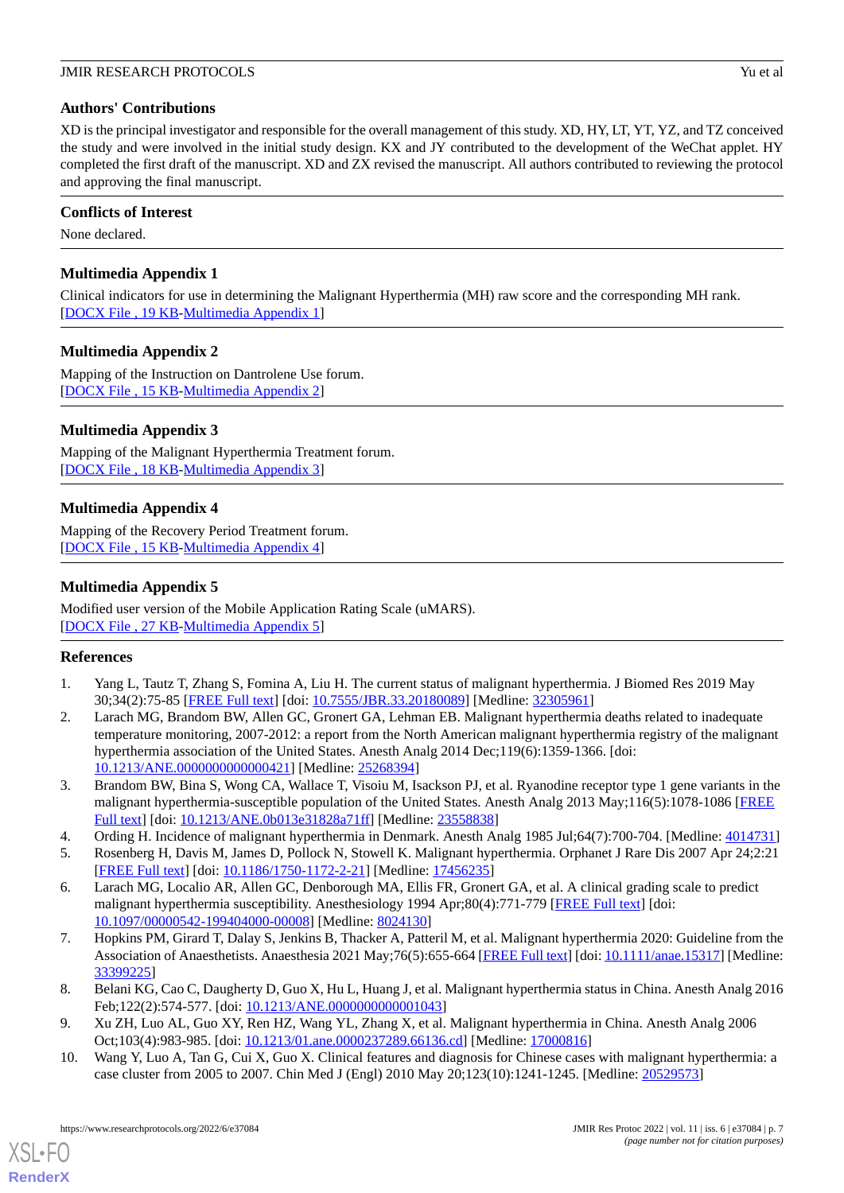## Authors' Contributions

XD is the principal investigator and responsible for the overall management of this study. XD, HY, LT, YT, YZ, and TZ conceived the study and were involved in the initial study design. KX and JY contributed to the development of the WeChat applet. HY completed the first draft of the manuscript. XD and ZX revised the manuscript. All authors contributed to reviewing the protocol and approving the final manuscript.

## Conflicts of Interest

None declared.

## Multimedia Appendix 1

Clinical indicators for use in determining the Malignant Hyperthermia (MH) raw score and the corresponding MH rank.
[DOCX File , 19 KB-Multimedia Appendix 1]

## Multimedia Appendix 2

Mapping of the Instruction on Dantrolene Use forum.
[DOCX File , 15 KB-Multimedia Appendix 2]

## Multimedia Appendix 3

Mapping of the Malignant Hyperthermia Treatment forum.
[DOCX File , 18 KB-Multimedia Appendix 3]

## Multimedia Appendix 4

Mapping of the Recovery Period Treatment forum.
[DOCX File , 15 KB-Multimedia Appendix 4]

## Multimedia Appendix 5

Modified user version of the Mobile Application Rating Scale (uMARS).
[DOCX File , 27 KB-Multimedia Appendix 5]

## References

1. Yang L, Tautz T, Zhang S, Fomina A, Liu H. The current status of malignant hyperthermia. J Biomed Res 2019 May 30;34(2):75-85 [FREE Full text] [doi: 10.7555/JBR.33.20180089] [Medline: 32305961]
2. Larach MG, Brandom BW, Allen GC, Gronert GA, Lehman EB. Malignant hyperthermia deaths related to inadequate temperature monitoring, 2007-2012: a report from the North American malignant hyperthermia registry of the malignant hyperthermia association of the United States. Anesth Analg 2014 Dec;119(6):1359-1366. [doi: 10.1213/ANE.0000000000000421] [Medline: 25268394]
3. Brandom BW, Bina S, Wong CA, Wallace T, Visoiu M, Isackson PJ, et al. Ryanodine receptor type 1 gene variants in the malignant hyperthermia-susceptible population of the United States. Anesth Analg 2013 May;116(5):1078-1086 [FREE Full text] [doi: 10.1213/ANE.0b013e31828a71ff] [Medline: 23558838]
4. Ording H. Incidence of malignant hyperthermia in Denmark. Anesth Analg 1985 Jul;64(7):700-704. [Medline: 4014731]
5. Rosenberg H, Davis M, James D, Pollock N, Stowell K. Malignant hyperthermia. Orphanet J Rare Dis 2007 Apr 24;2:21 [FREE Full text] [doi: 10.1186/1750-1172-2-21] [Medline: 17456235]
6. Larach MG, Localio AR, Allen GC, Denborough MA, Ellis FR, Gronert GA, et al. A clinical grading scale to predict malignant hyperthermia susceptibility. Anesthesiology 1994 Apr;80(4):771-779 [FREE Full text] [doi: 10.1097/00000542-199404000-00008] [Medline: 8024130]
7. Hopkins PM, Girard T, Dalay S, Jenkins B, Thacker A, Patteril M, et al. Malignant hyperthermia 2020: Guideline from the Association of Anaesthetists. Anaesthesia 2021 May;76(5):655-664 [FREE Full text] [doi: 10.1111/anae.15317] [Medline: 33399225]
8. Belani KG, Cao C, Daugherty D, Guo X, Hu L, Huang J, et al. Malignant hyperthermia status in China. Anesth Analg 2016 Feb;122(2):574-577. [doi: 10.1213/ANE.0000000000001043]
9. Xu ZH, Luo AL, Guo XY, Ren HZ, Wang YL, Zhang X, et al. Malignant hyperthermia in China. Anesth Analg 2006 Oct;103(4):983-985. [doi: 10.1213/01.ane.0000237289.66136.cd] [Medline: 17000816]
10. Wang Y, Luo A, Tan G, Cui X, Guo X. Clinical features and diagnosis for Chinese cases with malignant hyperthermia: a case cluster from 2005 to 2007. Chin Med J (Engl) 2010 May 20;123(10):1241-1245. [Medline: 20529573]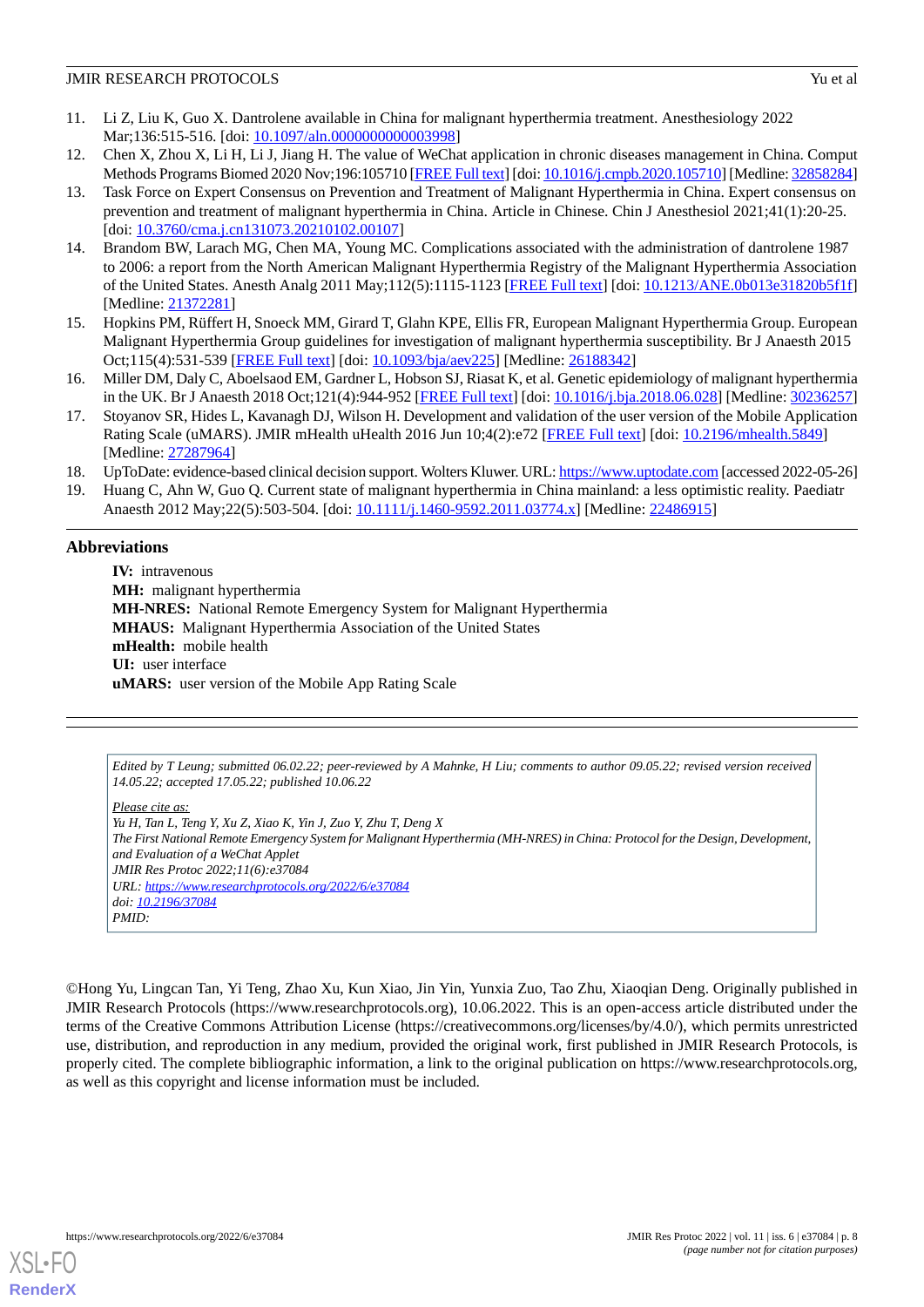11. Li Z, Liu K, Guo X. Dantrolene available in China for malignant hyperthermia treatment. Anesthesiology 2022 Mar;136:515-516. [doi: 10.1097/aln.0000000000003998]
12. Chen X, Zhou X, Li H, Li J, Jiang H. The value of WeChat application in chronic diseases management in China. Comput Methods Programs Biomed 2020 Nov;196:105710 [FREE Full text] [doi: 10.1016/j.cmpb.2020.105710] [Medline: 32858284]
13. Task Force on Expert Consensus on Prevention and Treatment of Malignant Hyperthermia in China. Expert consensus on prevention and treatment of malignant hyperthermia in China. Article in Chinese. Chin J Anesthesiol 2021;41(1):20-25. [doi: 10.3760/cma.j.cn131073.20210102.00107]
14. Brandom BW, Larach MG, Chen MA, Young MC. Complications associated with the administration of dantrolene 1987 to 2006: a report from the North American Malignant Hyperthermia Registry of the Malignant Hyperthermia Association of the United States. Anesth Analg 2011 May;112(5):1115-1123 [FREE Full text] [doi: 10.1213/ANE.0b013e31820b5f1f] [Medline: 21372281]
15. Hopkins PM, Rüffert H, Snoeck MM, Girard T, Glahn KPE, Ellis FR, European Malignant Hyperthermia Group. European Malignant Hyperthermia Group guidelines for investigation of malignant hyperthermia susceptibility. Br J Anaesth 2015 Oct;115(4):531-539 [FREE Full text] [doi: 10.1093/bja/aev225] [Medline: 26188342]
16. Miller DM, Daly C, Aboelsaod EM, Gardner L, Hobson SJ, Riasat K, et al. Genetic epidemiology of malignant hyperthermia in the UK. Br J Anaesth 2018 Oct;121(4):944-952 [FREE Full text] [doi: 10.1016/j.bja.2018.06.028] [Medline: 30236257]
17. Stoyanov SR, Hides L, Kavanagh DJ, Wilson H. Development and validation of the user version of the Mobile Application Rating Scale (uMARS). JMIR mHealth uHealth 2016 Jun 10;4(2):e72 [FREE Full text] [doi: 10.2196/mhealth.5849] [Medline: 27287964]
18. UpToDate: evidence-based clinical decision support. Wolters Kluwer. URL: https://www.uptodate.com [accessed 2022-05-26]
19. Huang C, Ahn W, Guo Q. Current state of malignant hyperthermia in China mainland: a less optimistic reality. Paediatr Anaesth 2012 May;22(5):503-504. [doi: 10.1111/j.1460-9592.2011.03774.x] [Medline: 22486915]

## Abbreviations

**IV:** intravenous
**MH:** malignant hyperthermia
**MH-NRES:** National Remote Emergency System for Malignant Hyperthermia
**MHAUS:** Malignant Hyperthermia Association of the United States
**mHealth:** mobile health
**UI:** user interface
**uMARS:** user version of the Mobile App Rating Scale

*Edited by T Leung; submitted 06.02.22; peer-reviewed by A Mahnke, H Liu; comments to author 09.05.22; revised version received 14.05.22; accepted 17.05.22; published 10.06.22*

*Please cite as:*
*Yu H, Tan L, Teng Y, Xu Z, Xiao K, Yin J, Zuo Y, Zhu T, Deng X*
*The First National Remote Emergency System for Malignant Hyperthermia (MH-NRES) in China: Protocol for the Design, Development, and Evaluation of a WeChat Applet*
*JMIR Res Protoc 2022;11(6):e37084*
*URL: https://www.researchprotocols.org/2022/6/e37084*
*doi: 10.2196/37084*
*PMID:*

©Hong Yu, Lingcan Tan, Yi Teng, Zhao Xu, Kun Xiao, Jin Yin, Yunxia Zuo, Tao Zhu, Xiaoqian Deng. Originally published in JMIR Research Protocols (https://www.researchprotocols.org), 10.06.2022. This is an open-access article distributed under the terms of the Creative Commons Attribution License (https://creativecommons.org/licenses/by/4.0/), which permits unrestricted use, distribution, and reproduction in any medium, provided the original work, first published in JMIR Research Protocols, is properly cited. The complete bibliographic information, a link to the original publication on https://www.researchprotocols.org, as well as this copyright and license information must be included.